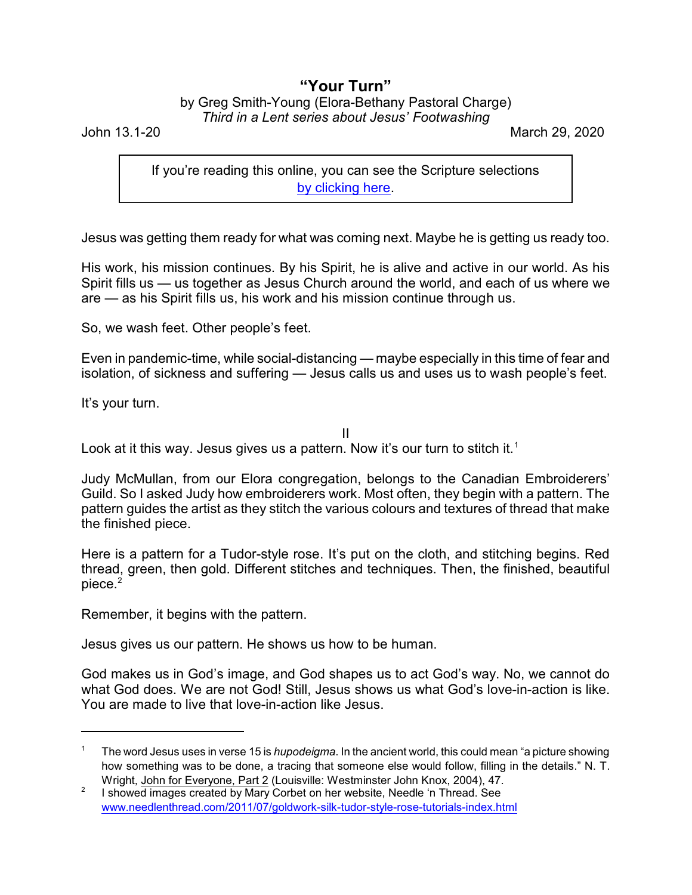# "Your Turn"

by Greg Smith-Young (Elora-Bethany Pastoral Charge)
*Third in a Lent series about Jesus' Footwashing*

John 13.1-20 March 29, 2020

> If you're reading this online, you can see the Scripture selections [by clicking here](#).

Jesus was getting them ready for what was coming next. Maybe he is getting us ready too.

His work, his mission continues. By his Spirit, he is alive and active in our world. As his Spirit fills us — us together as Jesus Church around the world, and each of us where we are — as his Spirit fills us, his work and his mission continue through us.

So, we wash feet. Other people's feet.

Even in pandemic-time, while social-distancing — maybe especially in this time of fear and isolation, of sickness and suffering — Jesus calls us and uses us to wash people's feet.

It's your turn.

II

Look at it this way. Jesus gives us a pattern. Now it's our turn to stitch it.[1]

Judy McMullan, from our Elora congregation, belongs to the Canadian Embroiderers' Guild. So I asked Judy how embroiderers work. Most often, they begin with a pattern. The pattern guides the artist as they stitch the various colours and textures of thread that make the finished piece.

Here is a pattern for a Tudor-style rose. It's put on the cloth, and stitching begins. Red thread, green, then gold. Different stitches and techniques. Then, the finished, beautiful piece.[2]

Remember, it begins with the pattern.

Jesus gives us our pattern. He shows us how to be human.

God makes us in God's image, and God shapes us to act God's way. No, we cannot do what God does. We are not God! Still, Jesus shows us what God's love-in-action is like. You are made to live that love-in-action like Jesus.

---

[1] The word Jesus uses in verse 15 is *hupodeigma*. In the ancient world, this could mean "a picture showing how something was to be done, a tracing that someone else would follow, filling in the details." N. T. Wright, John for Everyone, Part 2 (Louisville: Westminster John Knox, 2004), 47.

[2] I showed images created by Mary Corbet on her website, Needle 'n Thread. See www.needlenthread.com/2011/07/goldwork-silk-tudor-style-rose-tutorials-index.html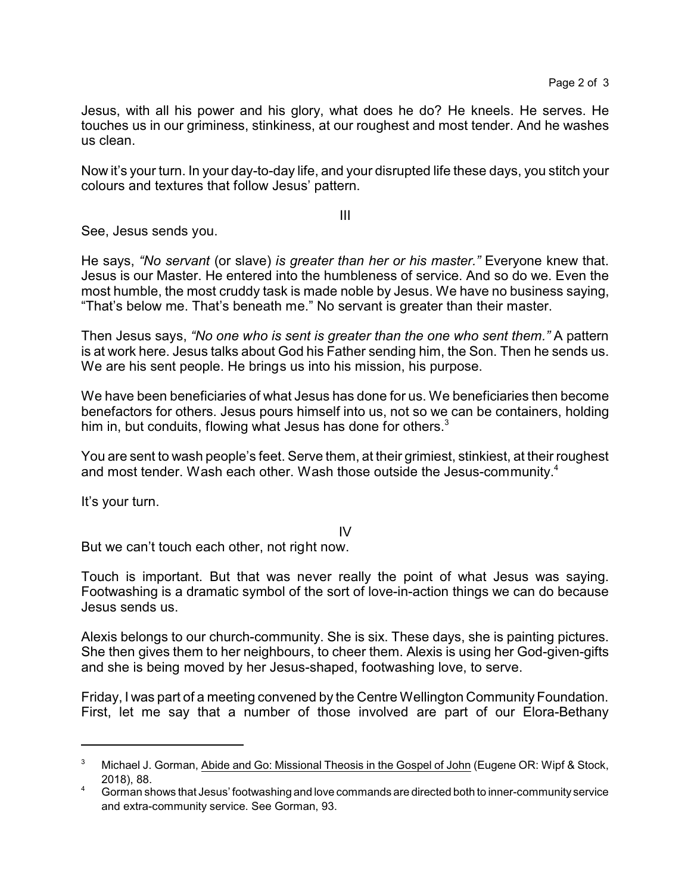Jesus, with all his power and his glory, what does he do? He kneels. He serves. He touches us in our griminess, stinkiness, at our roughest and most tender. And he washes us clean.

Now it's your turn. In your day-to-day life, and your disrupted life these days, you stitch your colours and textures that follow Jesus' pattern.

III

See, Jesus sends you.

He says, *"No servant* (or slave) *is greater than her or his master."* Everyone knew that. Jesus is our Master. He entered into the humbleness of service. And so do we. Even the most humble, the most cruddy task is made noble by Jesus. We have no business saying, "That's below me. That's beneath me." No servant is greater than their master.

Then Jesus says, *"No one who is sent is greater than the one who sent them."* A pattern is at work here. Jesus talks about God his Father sending him, the Son. Then he sends us. We are his sent people. He brings us into his mission, his purpose.

We have been beneficiaries of what Jesus has done for us. We beneficiaries then become benefactors for others. Jesus pours himself into us, not so we can be containers, holding him in, but conduits, flowing what Jesus has done for others.[3]

You are sent to wash people's feet. Serve them, at their grimiest, stinkiest, at their roughest and most tender. Wash each other. Wash those outside the Jesus-community.[4]

It's your turn.

IV

But we can't touch each other, not right now.

Touch is important. But that was never really the point of what Jesus was saying. Footwashing is a dramatic symbol of the sort of love-in-action things we can do because Jesus sends us.

Alexis belongs to our church-community. She is six. These days, she is painting pictures. She then gives them to her neighbours, to cheer them. Alexis is using her God-given-gifts and she is being moved by her Jesus-shaped, footwashing love, to serve.

Friday, I was part of a meeting convened by the Centre Wellington Community Foundation. First, let me say that a number of those involved are part of our Elora-Bethany

---

[3] Michael J. Gorman, Abide and Go: Missional Theosis in the Gospel of John (Eugene OR: Wipf & Stock, 2018), 88.

[4] Gorman shows that Jesus' footwashing and love commands are directed both to inner-community service and extra-community service. See Gorman, 93.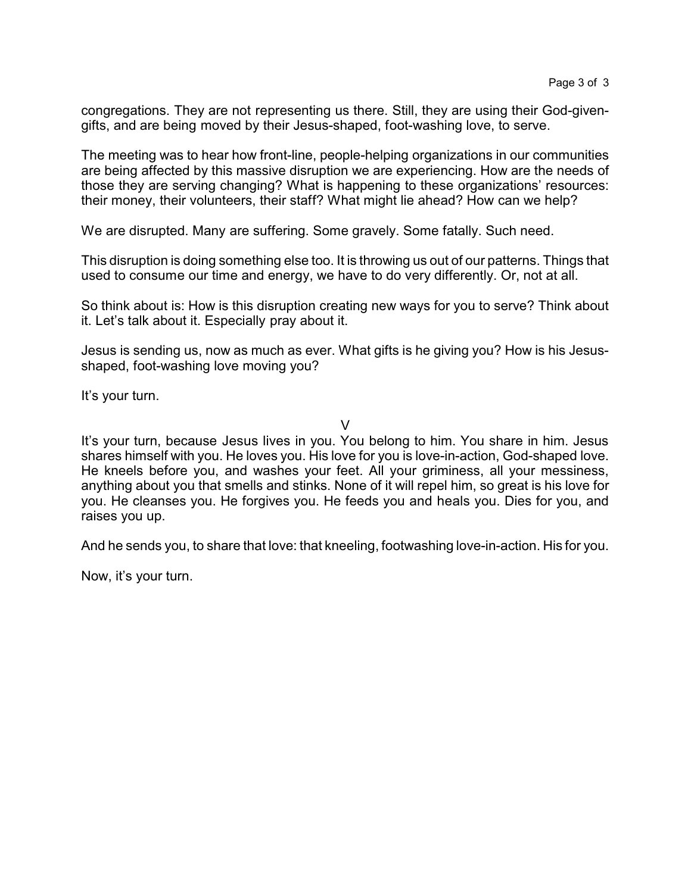congregations. They are not representing us there. Still, they are using their God-given-gifts, and are being moved by their Jesus-shaped, foot-washing love, to serve.

The meeting was to hear how front-line, people-helping organizations in our communities are being affected by this massive disruption we are experiencing. How are the needs of those they are serving changing? What is happening to these organizations' resources: their money, their volunteers, their staff? What might lie ahead? How can we help?

We are disrupted. Many are suffering. Some gravely. Some fatally. Such need.

This disruption is doing something else too. It is throwing us out of our patterns. Things that used to consume our time and energy, we have to do very differently. Or, not at all.

So think about is: How is this disruption creating new ways for you to serve? Think about it. Let's talk about it. Especially pray about it.

Jesus is sending us, now as much as ever. What gifts is he giving you? How is his Jesus-shaped, foot-washing love moving you?

It's your turn.

V

It's your turn, because Jesus lives in you. You belong to him. You share in him. Jesus shares himself with you. He loves you. His love for you is love-in-action, God-shaped love. He kneels before you, and washes your feet. All your griminess, all your messiness, anything about you that smells and stinks. None of it will repel him, so great is his love for you. He cleanses you. He forgives you. He feeds you and heals you. Dies for you, and raises you up.

And he sends you, to share that love: that kneeling, footwashing love-in-action. His for you.

Now, it's your turn.